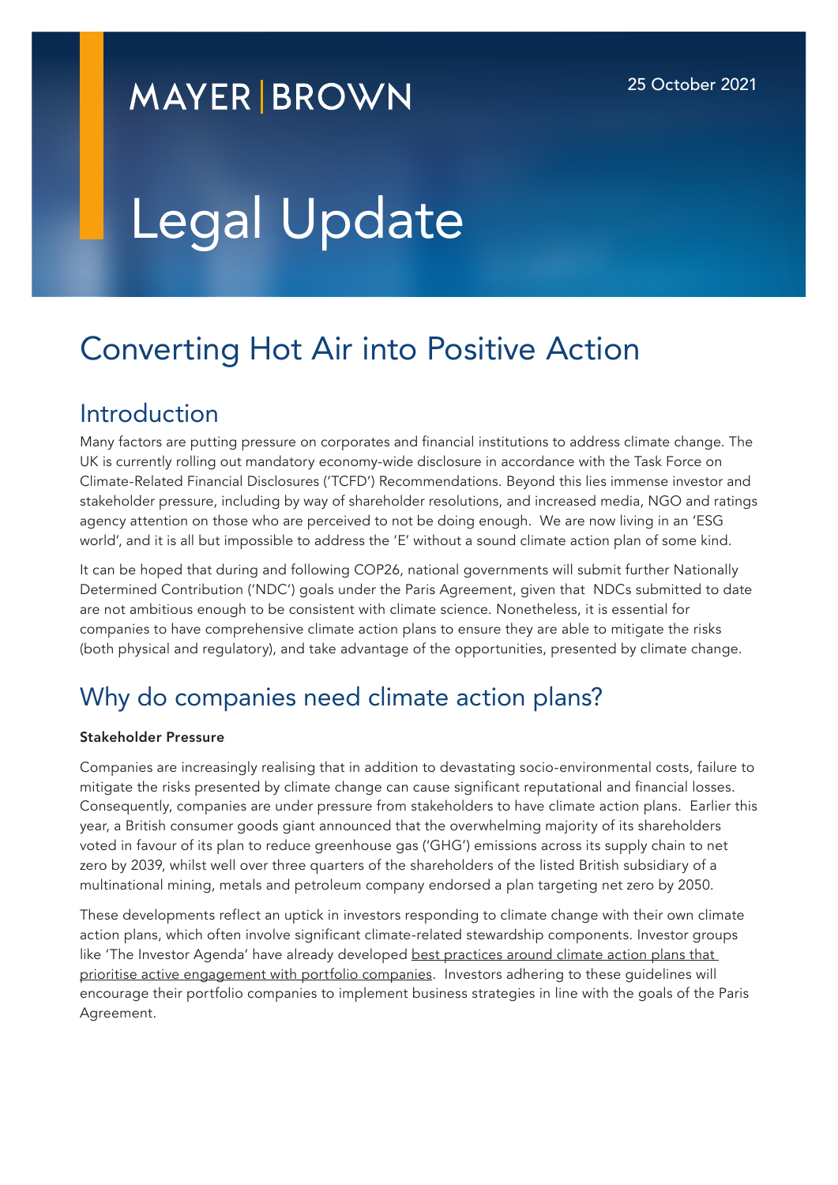MAYER | BROWN

25 October 2021

# Legal Update

# Converting Hot Air into Positive Action

## Introduction

Many factors are putting pressure on corporates and financial institutions to address climate change. The UK is currently rolling out mandatory economy-wide disclosure in accordance with the Task Force on Climate-Related Financial Disclosures ('TCFD') Recommendations. Beyond this lies immense investor and stakeholder pressure, including by way of shareholder resolutions, and increased media, NGO and ratings agency attention on those who are perceived to not be doing enough. We are now living in an 'ESG world', and it is all but impossible to address the 'E' without a sound climate action plan of some kind.

It can be hoped that during and following COP26, national governments will submit further Nationally Determined Contribution ('NDC') goals under the Paris Agreement, given that NDCs submitted to date are not ambitious enough to be consistent with climate science. Nonetheless, it is essential for companies to have comprehensive climate action plans to ensure they are able to mitigate the risks (both physical and regulatory), and take advantage of the opportunities, presented by climate change.

## Why do companies need climate action plans?

**Stakeholder Pressure**

Companies are increasingly realising that in addition to devastating socio-environmental costs, failure to mitigate the risks presented by climate change can cause significant reputational and financial losses. Consequently, companies are under pressure from stakeholders to have climate action plans. Earlier this year, a British consumer goods giant announced that the overwhelming majority of its shareholders voted in favour of its plan to reduce greenhouse gas ('GHG') emissions across its supply chain to net zero by 2039, whilst well over three quarters of the shareholders of the listed British subsidiary of a multinational mining, metals and petroleum company endorsed a plan targeting net zero by 2050.

These developments reflect an uptick in investors responding to climate change with their own climate action plans, which often involve significant climate-related stewardship components. Investor groups like 'The Investor Agenda' have already developed best practices around climate action plans that prioritise active engagement with portfolio companies. Investors adhering to these guidelines will encourage their portfolio companies to implement business strategies in line with the goals of the Paris Agreement.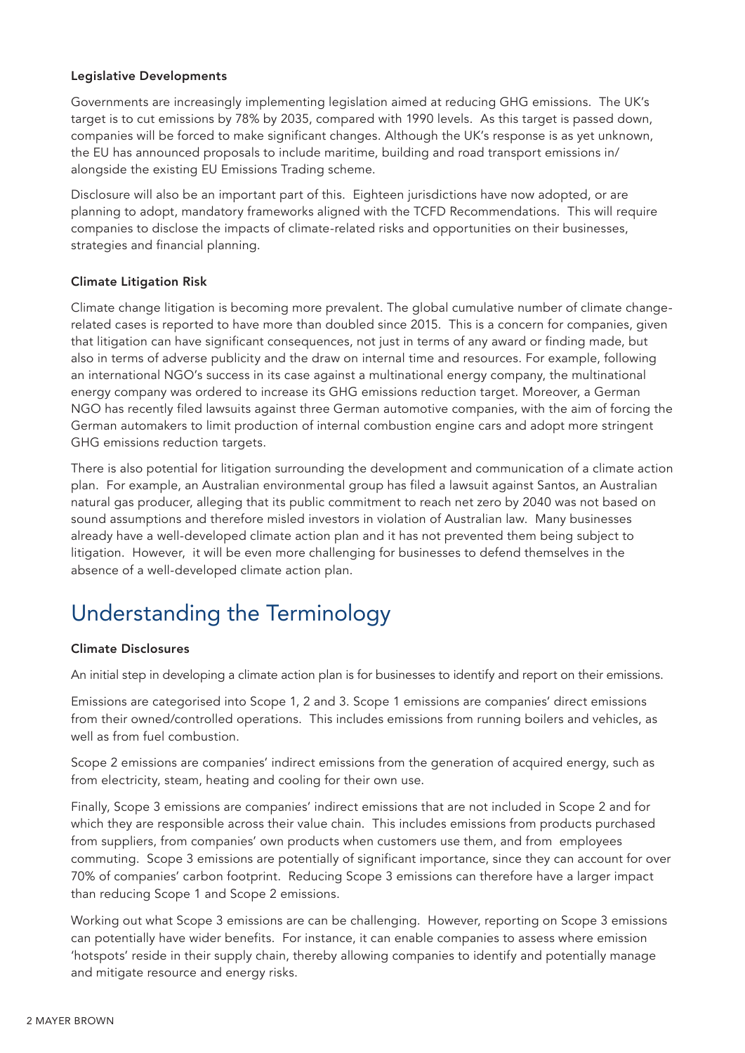### Legislative Developments

Governments are increasingly implementing legislation aimed at reducing GHG emissions. The UK's target is to cut emissions by 78% by 2035, compared with 1990 levels. As this target is passed down, companies will be forced to make significant changes. Although the UK's response is as yet unknown, the EU has announced proposals to include maritime, building and road transport emissions in/alongside the existing EU Emissions Trading scheme.

Disclosure will also be an important part of this. Eighteen jurisdictions have now adopted, or are planning to adopt, mandatory frameworks aligned with the TCFD Recommendations. This will require companies to disclose the impacts of climate-related risks and opportunities on their businesses, strategies and financial planning.

### Climate Litigation Risk

Climate change litigation is becoming more prevalent. The global cumulative number of climate change-related cases is reported to have more than doubled since 2015. This is a concern for companies, given that litigation can have significant consequences, not just in terms of any award or finding made, but also in terms of adverse publicity and the draw on internal time and resources. For example, following an international NGO's success in its case against a multinational energy company, the multinational energy company was ordered to increase its GHG emissions reduction target. Moreover, a German NGO has recently filed lawsuits against three German automotive companies, with the aim of forcing the German automakers to limit production of internal combustion engine cars and adopt more stringent GHG emissions reduction targets.

There is also potential for litigation surrounding the development and communication of a climate action plan. For example, an Australian environmental group has filed a lawsuit against Santos, an Australian natural gas producer, alleging that its public commitment to reach net zero by 2040 was not based on sound assumptions and therefore misled investors in violation of Australian law. Many businesses already have a well-developed climate action plan and it has not prevented them being subject to litigation. However, it will be even more challenging for businesses to defend themselves in the absence of a well-developed climate action plan.

## Understanding the Terminology

### Climate Disclosures

An initial step in developing a climate action plan is for businesses to identify and report on their emissions.

Emissions are categorised into Scope 1, 2 and 3. Scope 1 emissions are companies' direct emissions from their owned/controlled operations. This includes emissions from running boilers and vehicles, as well as from fuel combustion.

Scope 2 emissions are companies' indirect emissions from the generation of acquired energy, such as from electricity, steam, heating and cooling for their own use.

Finally, Scope 3 emissions are companies' indirect emissions that are not included in Scope 2 and for which they are responsible across their value chain. This includes emissions from products purchased from suppliers, from companies' own products when customers use them, and from employees commuting. Scope 3 emissions are potentially of significant importance, since they can account for over 70% of companies' carbon footprint. Reducing Scope 3 emissions can therefore have a larger impact than reducing Scope 1 and Scope 2 emissions.

Working out what Scope 3 emissions are can be challenging. However, reporting on Scope 3 emissions can potentially have wider benefits. For instance, it can enable companies to assess where emission 'hotspots' reside in their supply chain, thereby allowing companies to identify and potentially manage and mitigate resource and energy risks.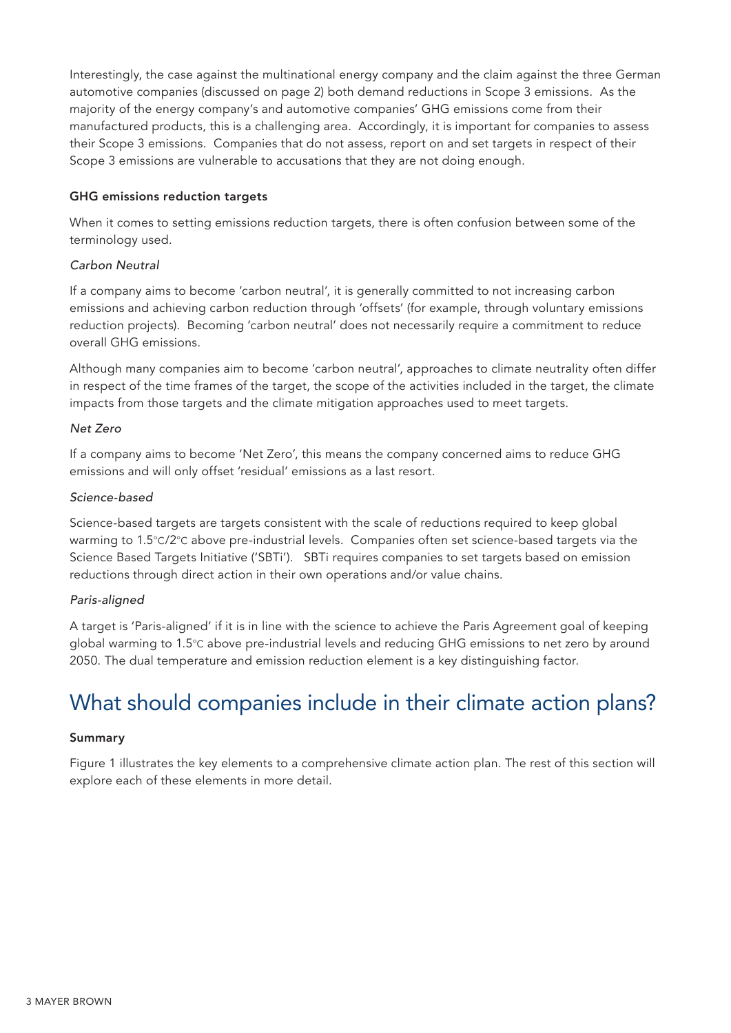Interestingly, the case against the multinational energy company and the claim against the three German automotive companies (discussed on page 2) both demand reductions in Scope 3 emissions. As the majority of the energy company's and automotive companies' GHG emissions come from their manufactured products, this is a challenging area. Accordingly, it is important for companies to assess their Scope 3 emissions. Companies that do not assess, report on and set targets in respect of their Scope 3 emissions are vulnerable to accusations that they are not doing enough.

**GHG emissions reduction targets**

When it comes to setting emissions reduction targets, there is often confusion between some of the terminology used.

*Carbon Neutral*

If a company aims to become 'carbon neutral', it is generally committed to not increasing carbon emissions and achieving carbon reduction through 'offsets' (for example, through voluntary emissions reduction projects). Becoming 'carbon neutral' does not necessarily require a commitment to reduce overall GHG emissions.

Although many companies aim to become 'carbon neutral', approaches to climate neutrality often differ in respect of the time frames of the target, the scope of the activities included in the target, the climate impacts from those targets and the climate mitigation approaches used to meet targets.

*Net Zero*

If a company aims to become 'Net Zero', this means the company concerned aims to reduce GHG emissions and will only offset 'residual' emissions as a last resort.

*Science-based*

Science-based targets are targets consistent with the scale of reductions required to keep global warming to 1.5°C/2°C above pre-industrial levels. Companies often set science-based targets via the Science Based Targets Initiative ('SBTi'). SBTi requires companies to set targets based on emission reductions through direct action in their own operations and/or value chains.

*Paris-aligned*

A target is 'Paris-aligned' if it is in line with the science to achieve the Paris Agreement goal of keeping global warming to 1.5°C above pre-industrial levels and reducing GHG emissions to net zero by around 2050. The dual temperature and emission reduction element is a key distinguishing factor.

## What should companies include in their climate action plans?

**Summary**

Figure 1 illustrates the key elements to a comprehensive climate action plan. The rest of this section will explore each of these elements in more detail.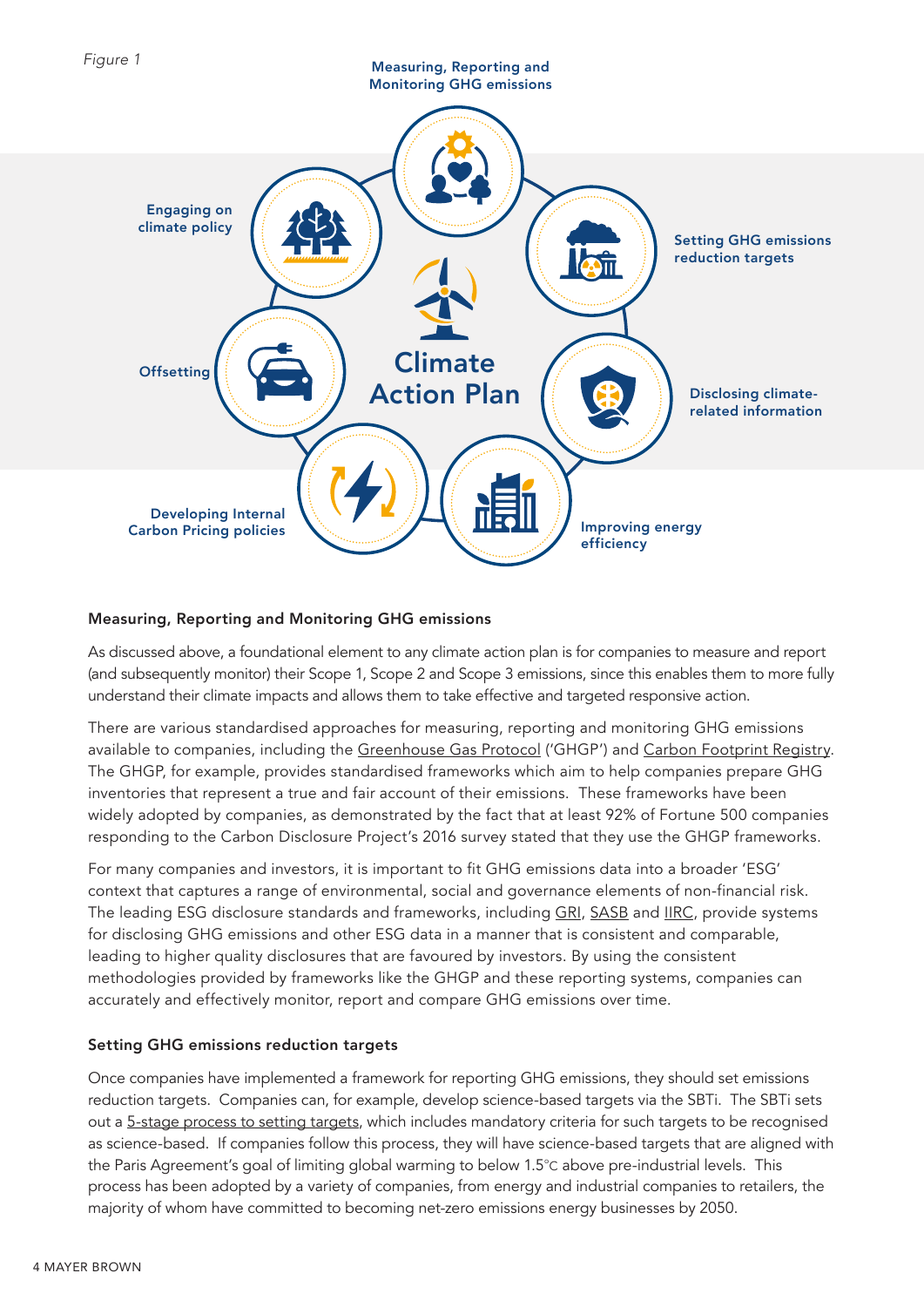*Figure 1*

Measuring, Reporting and Monitoring GHG emissions

Setting GHG emissions reduction targets

Disclosing climate-related information

Improving energy efficiency

Developing Internal Carbon Pricing policies

Offsetting

Engaging on climate policy

Climate Action Plan

### Measuring, Reporting and Monitoring GHG emissions

As discussed above, a foundational element to any climate action plan is for companies to measure and report (and subsequently monitor) their Scope 1, Scope 2 and Scope 3 emissions, since this enables them to more fully understand their climate impacts and allows them to take effective and targeted responsive action.

There are various standardised approaches for measuring, reporting and monitoring GHG emissions available to companies, including the Greenhouse Gas Protocol ('GHGP') and Carbon Footprint Registry. The GHGP, for example, provides standardised frameworks which aim to help companies prepare GHG inventories that represent a true and fair account of their emissions. These frameworks have been widely adopted by companies, as demonstrated by the fact that at least 92% of Fortune 500 companies responding to the Carbon Disclosure Project's 2016 survey stated that they use the GHGP frameworks.

For many companies and investors, it is important to fit GHG emissions data into a broader 'ESG' context that captures a range of environmental, social and governance elements of non-financial risk. The leading ESG disclosure standards and frameworks, including GRI, SASB and IIRC, provide systems for disclosing GHG emissions and other ESG data in a manner that is consistent and comparable, leading to higher quality disclosures that are favoured by investors. By using the consistent methodologies provided by frameworks like the GHGP and these reporting systems, companies can accurately and effectively monitor, report and compare GHG emissions over time.

### Setting GHG emissions reduction targets

Once companies have implemented a framework for reporting GHG emissions, they should set emissions reduction targets. Companies can, for example, develop science-based targets via the SBTi. The SBTi sets out a 5-stage process to setting targets, which includes mandatory criteria for such targets to be recognised as science-based. If companies follow this process, they will have science-based targets that are aligned with the Paris Agreement's goal of limiting global warming to below 1.5℃ above pre-industrial levels. This process has been adopted by a variety of companies, from energy and industrial companies to retailers, the majority of whom have committed to becoming net-zero emissions energy businesses by 2050.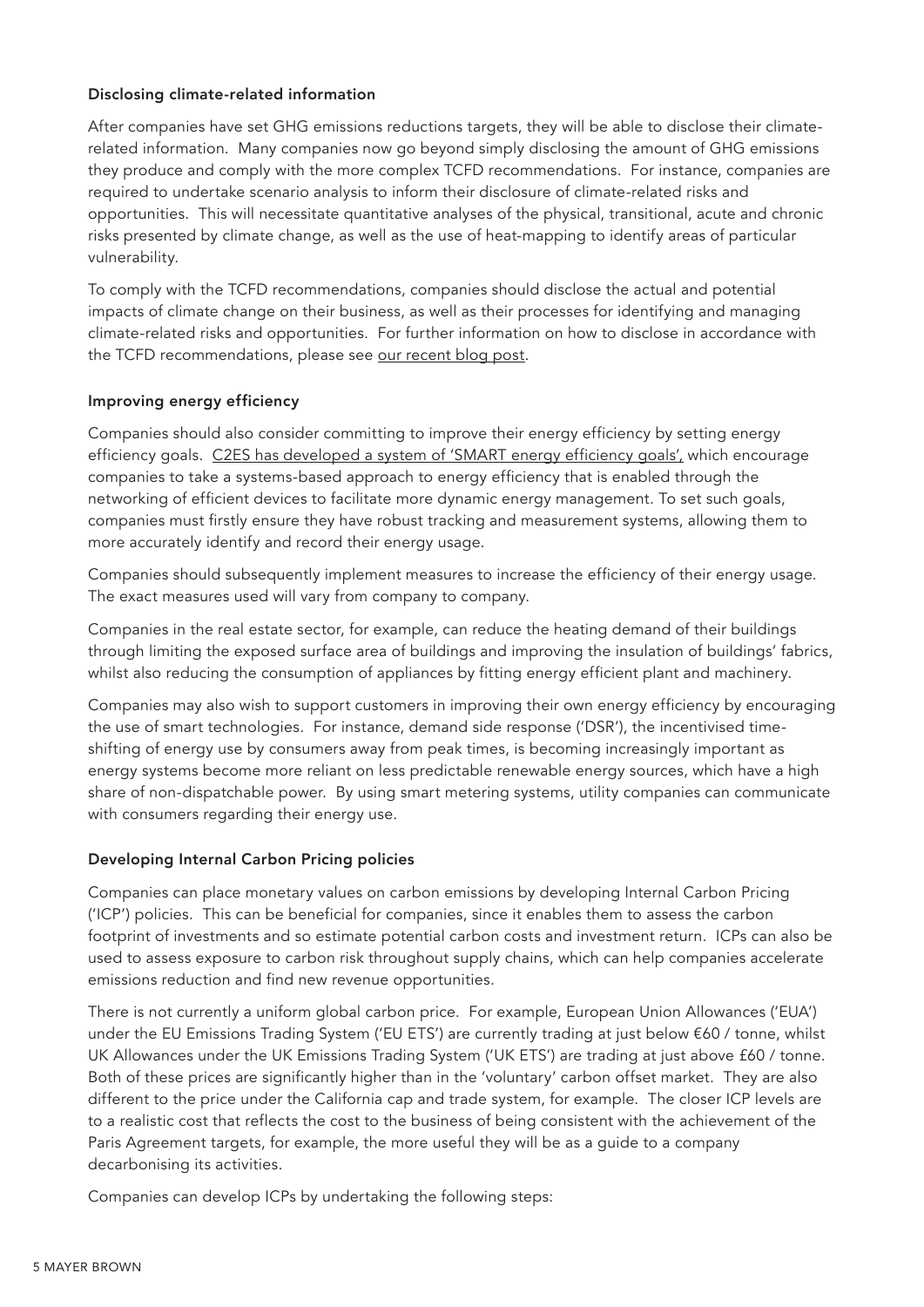**Disclosing climate-related information**

After companies have set GHG emissions reductions targets, they will be able to disclose their climate-related information. Many companies now go beyond simply disclosing the amount of GHG emissions they produce and comply with the more complex TCFD recommendations. For instance, companies are required to undertake scenario analysis to inform their disclosure of climate-related risks and opportunities. This will necessitate quantitative analyses of the physical, transitional, acute and chronic risks presented by climate change, as well as the use of heat-mapping to identify areas of particular vulnerability.

To comply with the TCFD recommendations, companies should disclose the actual and potential impacts of climate change on their business, as well as their processes for identifying and managing climate-related risks and opportunities. For further information on how to disclose in accordance with the TCFD recommendations, please see our recent blog post.

**Improving energy efficiency**

Companies should also consider committing to improve their energy efficiency by setting energy efficiency goals. C2ES has developed a system of 'SMART energy efficiency goals', which encourage companies to take a systems-based approach to energy efficiency that is enabled through the networking of efficient devices to facilitate more dynamic energy management. To set such goals, companies must firstly ensure they have robust tracking and measurement systems, allowing them to more accurately identify and record their energy usage.

Companies should subsequently implement measures to increase the efficiency of their energy usage. The exact measures used will vary from company to company.

Companies in the real estate sector, for example, can reduce the heating demand of their buildings through limiting the exposed surface area of buildings and improving the insulation of buildings' fabrics, whilst also reducing the consumption of appliances by fitting energy efficient plant and machinery.

Companies may also wish to support customers in improving their own energy efficiency by encouraging the use of smart technologies. For instance, demand side response ('DSR'), the incentivised time-shifting of energy use by consumers away from peak times, is becoming increasingly important as energy systems become more reliant on less predictable renewable energy sources, which have a high share of non-dispatchable power. By using smart metering systems, utility companies can communicate with consumers regarding their energy use.

**Developing Internal Carbon Pricing policies**

Companies can place monetary values on carbon emissions by developing Internal Carbon Pricing ('ICP') policies. This can be beneficial for companies, since it enables them to assess the carbon footprint of investments and so estimate potential carbon costs and investment return. ICPs can also be used to assess exposure to carbon risk throughout supply chains, which can help companies accelerate emissions reduction and find new revenue opportunities.

There is not currently a uniform global carbon price. For example, European Union Allowances ('EUA') under the EU Emissions Trading System ('EU ETS') are currently trading at just below €60 / tonne, whilst UK Allowances under the UK Emissions Trading System ('UK ETS') are trading at just above £60 / tonne. Both of these prices are significantly higher than in the 'voluntary' carbon offset market. They are also different to the price under the California cap and trade system, for example. The closer ICP levels are to a realistic cost that reflects the cost to the business of being consistent with the achievement of the Paris Agreement targets, for example, the more useful they will be as a guide to a company decarbonising its activities.

Companies can develop ICPs by undertaking the following steps: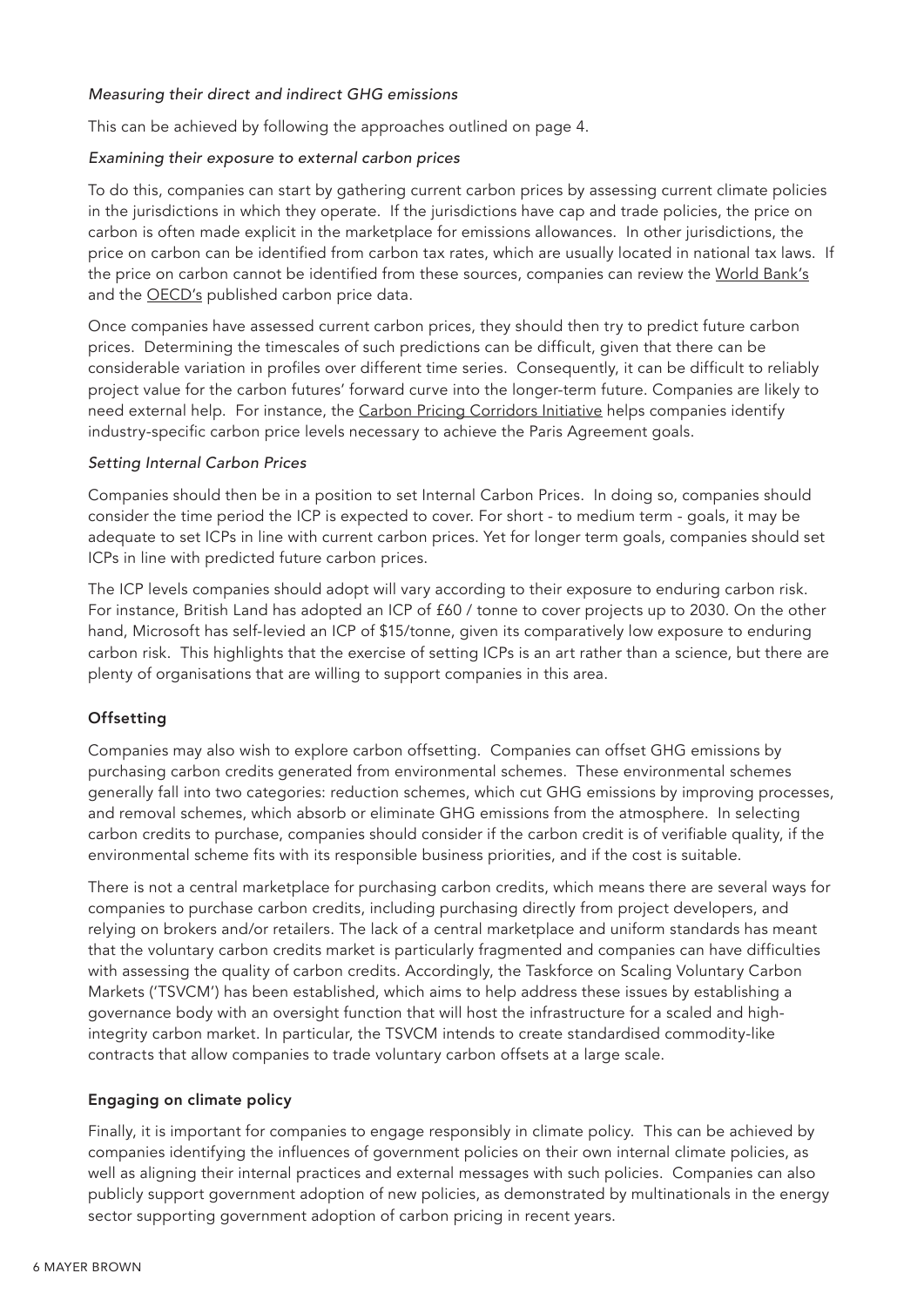*Measuring their direct and indirect GHG emissions*

This can be achieved by following the approaches outlined on page 4.

*Examining their exposure to external carbon prices*

To do this, companies can start by gathering current carbon prices by assessing current climate policies in the jurisdictions in which they operate. If the jurisdictions have cap and trade policies, the price on carbon is often made explicit in the marketplace for emissions allowances. In other jurisdictions, the price on carbon can be identified from carbon tax rates, which are usually located in national tax laws. If the price on carbon cannot be identified from these sources, companies can review the World Bank's and the OECD's published carbon price data.

Once companies have assessed current carbon prices, they should then try to predict future carbon prices. Determining the timescales of such predictions can be difficult, given that there can be considerable variation in profiles over different time series. Consequently, it can be difficult to reliably project value for the carbon futures' forward curve into the longer-term future. Companies are likely to need external help. For instance, the Carbon Pricing Corridors Initiative helps companies identify industry-specific carbon price levels necessary to achieve the Paris Agreement goals.

*Setting Internal Carbon Prices*

Companies should then be in a position to set Internal Carbon Prices. In doing so, companies should consider the time period the ICP is expected to cover. For short - to medium term - goals, it may be adequate to set ICPs in line with current carbon prices. Yet for longer term goals, companies should set ICPs in line with predicted future carbon prices.

The ICP levels companies should adopt will vary according to their exposure to enduring carbon risk. For instance, British Land has adopted an ICP of £60 / tonne to cover projects up to 2030. On the other hand, Microsoft has self-levied an ICP of $15/tonne, given its comparatively low exposure to enduring carbon risk. This highlights that the exercise of setting ICPs is an art rather than a science, but there are plenty of organisations that are willing to support companies in this area.

**Offsetting**

Companies may also wish to explore carbon offsetting. Companies can offset GHG emissions by purchasing carbon credits generated from environmental schemes. These environmental schemes generally fall into two categories: reduction schemes, which cut GHG emissions by improving processes, and removal schemes, which absorb or eliminate GHG emissions from the atmosphere. In selecting carbon credits to purchase, companies should consider if the carbon credit is of verifiable quality, if the environmental scheme fits with its responsible business priorities, and if the cost is suitable.

There is not a central marketplace for purchasing carbon credits, which means there are several ways for companies to purchase carbon credits, including purchasing directly from project developers, and relying on brokers and/or retailers. The lack of a central marketplace and uniform standards has meant that the voluntary carbon credits market is particularly fragmented and companies can have difficulties with assessing the quality of carbon credits. Accordingly, the Taskforce on Scaling Voluntary Carbon Markets ('TSVCM') has been established, which aims to help address these issues by establishing a governance body with an oversight function that will host the infrastructure for a scaled and high-integrity carbon market. In particular, the TSVCM intends to create standardised commodity-like contracts that allow companies to trade voluntary carbon offsets at a large scale.

**Engaging on climate policy**

Finally, it is important for companies to engage responsibly in climate policy. This can be achieved by companies identifying the influences of government policies on their own internal climate policies, as well as aligning their internal practices and external messages with such policies. Companies can also publicly support government adoption of new policies, as demonstrated by multinationals in the energy sector supporting government adoption of carbon pricing in recent years.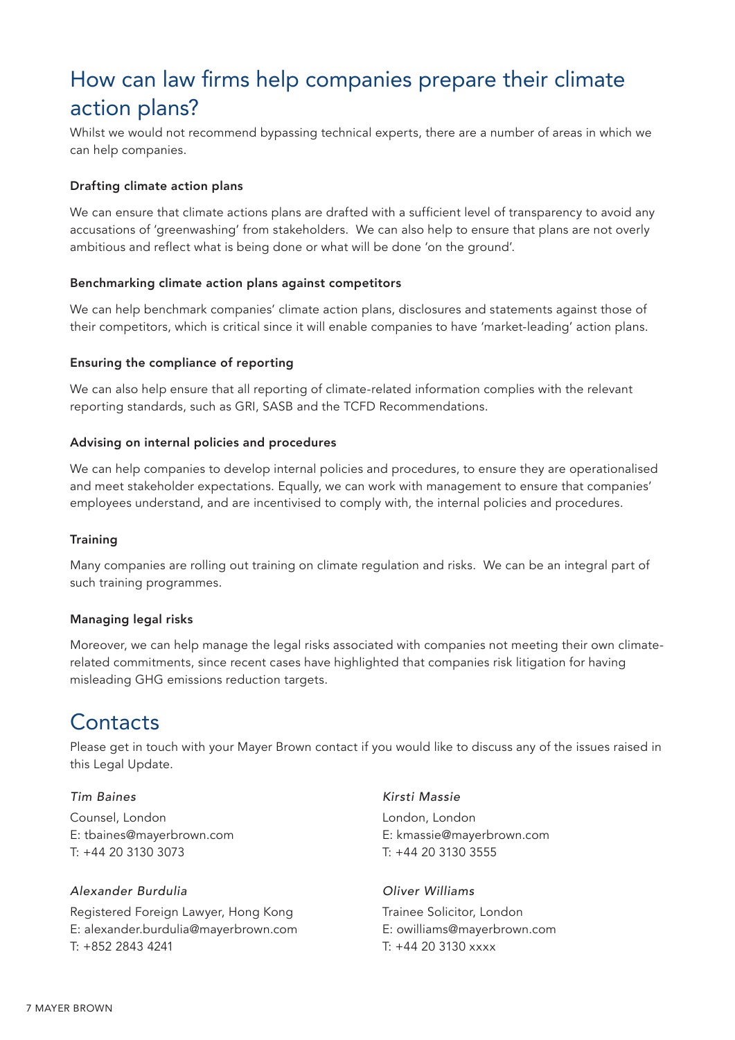## How can law firms help companies prepare their climate action plans?

Whilst we would not recommend bypassing technical experts, there are a number of areas in which we can help companies.

**Drafting climate action plans**

We can ensure that climate actions plans are drafted with a sufficient level of transparency to avoid any accusations of 'greenwashing' from stakeholders. We can also help to ensure that plans are not overly ambitious and reflect what is being done or what will be done 'on the ground'.

**Benchmarking climate action plans against competitors**

We can help benchmark companies' climate action plans, disclosures and statements against those of their competitors, which is critical since it will enable companies to have 'market-leading' action plans.

**Ensuring the compliance of reporting**

We can also help ensure that all reporting of climate-related information complies with the relevant reporting standards, such as GRI, SASB and the TCFD Recommendations.

**Advising on internal policies and procedures**

We can help companies to develop internal policies and procedures, to ensure they are operationalised and meet stakeholder expectations. Equally, we can work with management to ensure that companies' employees understand, and are incentivised to comply with, the internal policies and procedures.

**Training**

Many companies are rolling out training on climate regulation and risks. We can be an integral part of such training programmes.

**Managing legal risks**

Moreover, we can help manage the legal risks associated with companies not meeting their own climate-related commitments, since recent cases have highlighted that companies risk litigation for having misleading GHG emissions reduction targets.

## Contacts

Please get in touch with your Mayer Brown contact if you would like to discuss any of the issues raised in this Legal Update.

*Tim Baines*
Counsel, London
E: tbaines@mayerbrown.com
T: +44 20 3130 3073

*Alexander Burdulia*
Registered Foreign Lawyer, Hong Kong
E: alexander.burdulia@mayerbrown.com
T: +852 2843 4241

*Kirsti Massie*
London, London
E: kmassie@mayerbrown.com
T: +44 20 3130 3555

*Oliver Williams*
Trainee Solicitor, London
E: owilliams@mayerbrown.com
T: +44 20 3130 xxxx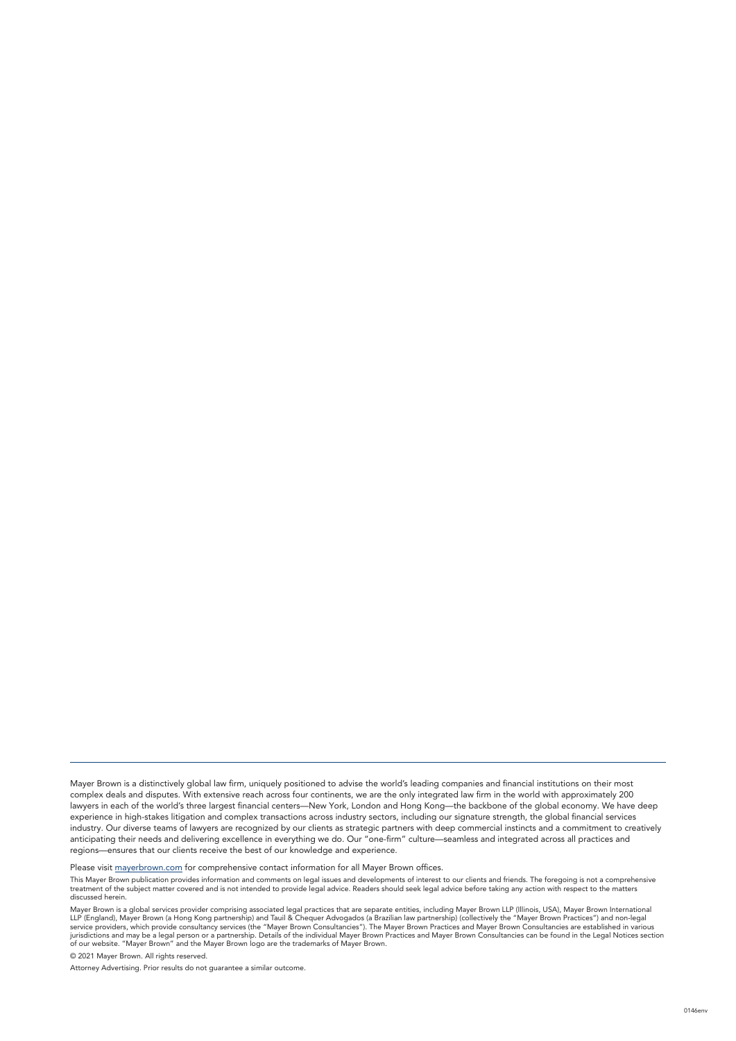Mayer Brown is a distinctively global law firm, uniquely positioned to advise the world's leading companies and financial institutions on their most complex deals and disputes. With extensive reach across four continents, we are the only integrated law firm in the world with approximately 200 lawyers in each of the world's three largest financial centers—New York, London and Hong Kong—the backbone of the global economy. We have deep experience in high-stakes litigation and complex transactions across industry sectors, including our signature strength, the global financial services industry. Our diverse teams of lawyers are recognized by our clients as strategic partners with deep commercial instincts and a commitment to creatively anticipating their needs and delivering excellence in everything we do. Our "one-firm" culture—seamless and integrated across all practices and regions—ensures that our clients receive the best of our knowledge and experience.

Please visit mayerbrown.com for comprehensive contact information for all Mayer Brown offices.

This Mayer Brown publication provides information and comments on legal issues and developments of interest to our clients and friends. The foregoing is not a comprehensive treatment of the subject matter covered and is not intended to provide legal advice. Readers should seek legal advice before taking any action with respect to the matters discussed herein.

Mayer Brown is a global services provider comprising associated legal practices that are separate entities, including Mayer Brown LLP (Illinois, USA), Mayer Brown International LLP (England), Mayer Brown (a Hong Kong partnership) and Tauil & Chequer Advogados (a Brazilian law partnership) (collectively the "Mayer Brown Practices") and non-legal service providers, which provide consultancy services (the "Mayer Brown Consultancies"). The Mayer Brown Practices and Mayer Brown Consultancies are established in various jurisdictions and may be a legal person or a partnership. Details of the individual Mayer Brown Practices and Mayer Brown Consultancies can be found in the Legal Notices section of our website. "Mayer Brown" and the Mayer Brown logo are the trademarks of Mayer Brown.

© 2021 Mayer Brown. All rights reserved.

Attorney Advertising. Prior results do not guarantee a similar outcome.

0146env